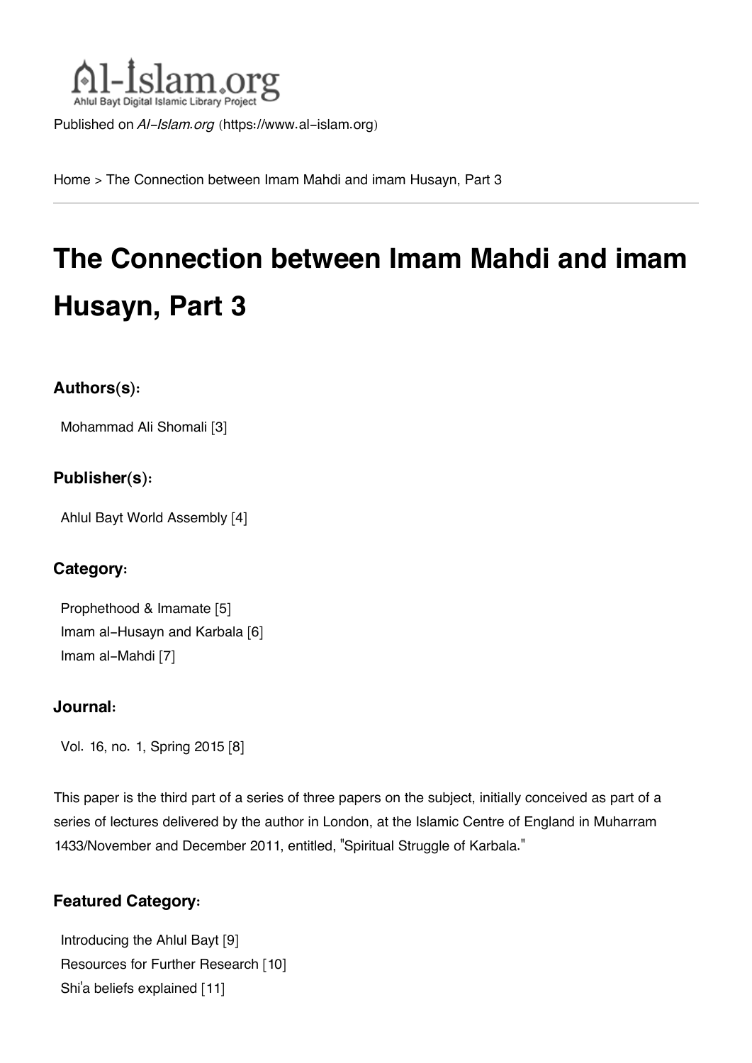Al-Islam.org
Ahlul Bayt Digital Islamic Library Project

Published on *Al-Islam.org* (https://www.al-islam.org)

Home > The Connection between Imam Mahdi and imam Husayn, Part 3

# The Connection between Imam Mahdi and imam Husayn, Part 3

### Authors(s):

Mohammad Ali Shomali [3]

### Publisher(s):

Ahlul Bayt World Assembly [4]

### Category:

Prophethood & Imamate [5]
Imam al-Husayn and Karbala [6]
Imam al-Mahdi [7]

### Journal:

Vol. 16, no. 1, Spring 2015 [8]

This paper is the third part of a series of three papers on the subject, initially conceived as part of a series of lectures delivered by the author in London, at the Islamic Centre of England in Muharram 1433/November and December 2011, entitled, "Spiritual Struggle of Karbala."

### Featured Category:

Introducing the Ahlul Bayt [9]
Resources for Further Research [10]
Shi'a beliefs explained [11]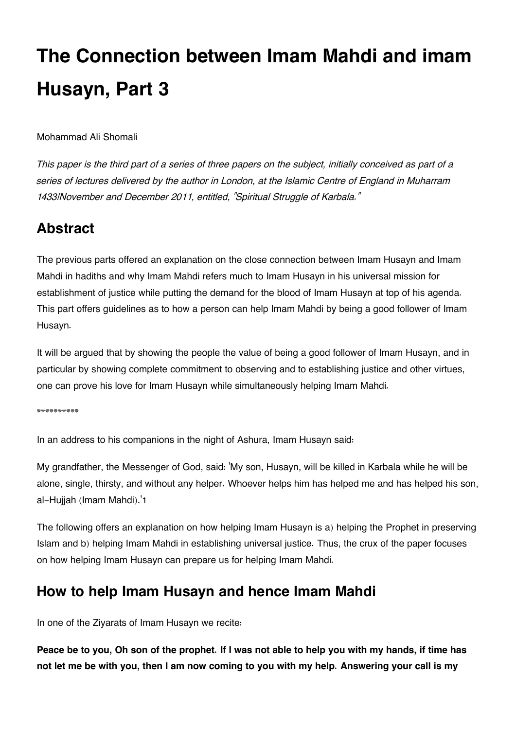# The Connection between Imam Mahdi and imam Husayn, Part 3

Mohammad Ali Shomali

*This paper is the third part of a series of three papers on the subject, initially conceived as part of a series of lectures delivered by the author in London, at the Islamic Centre of England in Muharram 1433/November and December 2011, entitled, "Spiritual Struggle of Karbala."*

## Abstract

The previous parts offered an explanation on the close connection between Imam Husayn and Imam Mahdi in hadiths and why Imam Mahdi refers much to Imam Husayn in his universal mission for establishment of justice while putting the demand for the blood of Imam Husayn at top of his agenda. This part offers guidelines as to how a person can help Imam Mahdi by being a good follower of Imam Husayn.

It will be argued that by showing the people the value of being a good follower of Imam Husayn, and in particular by showing complete commitment to observing and to establishing justice and other virtues, one can prove his love for Imam Husayn while simultaneously helping Imam Mahdi.

**********

In an address to his companions in the night of Ashura, Imam Husayn said:

My grandfather, the Messenger of God, said: 'My son, Husayn, will be killed in Karbala while he will be alone, single, thirsty, and without any helper. Whoever helps him has helped me and has helped his son, al-Hujjah (Imam Mahdi).'[1]

The following offers an explanation on how helping Imam Husayn is a) helping the Prophet in preserving Islam and b) helping Imam Mahdi in establishing universal justice. Thus, the crux of the paper focuses on how helping Imam Husayn can prepare us for helping Imam Mahdi.

## How to help Imam Husayn and hence Imam Mahdi

In one of the Ziyarats of Imam Husayn we recite:

**Peace be to you, Oh son of the prophet. If I was not able to help you with my hands, if time has not let me be with you, then I am now coming to you with my help. Answering your call is my**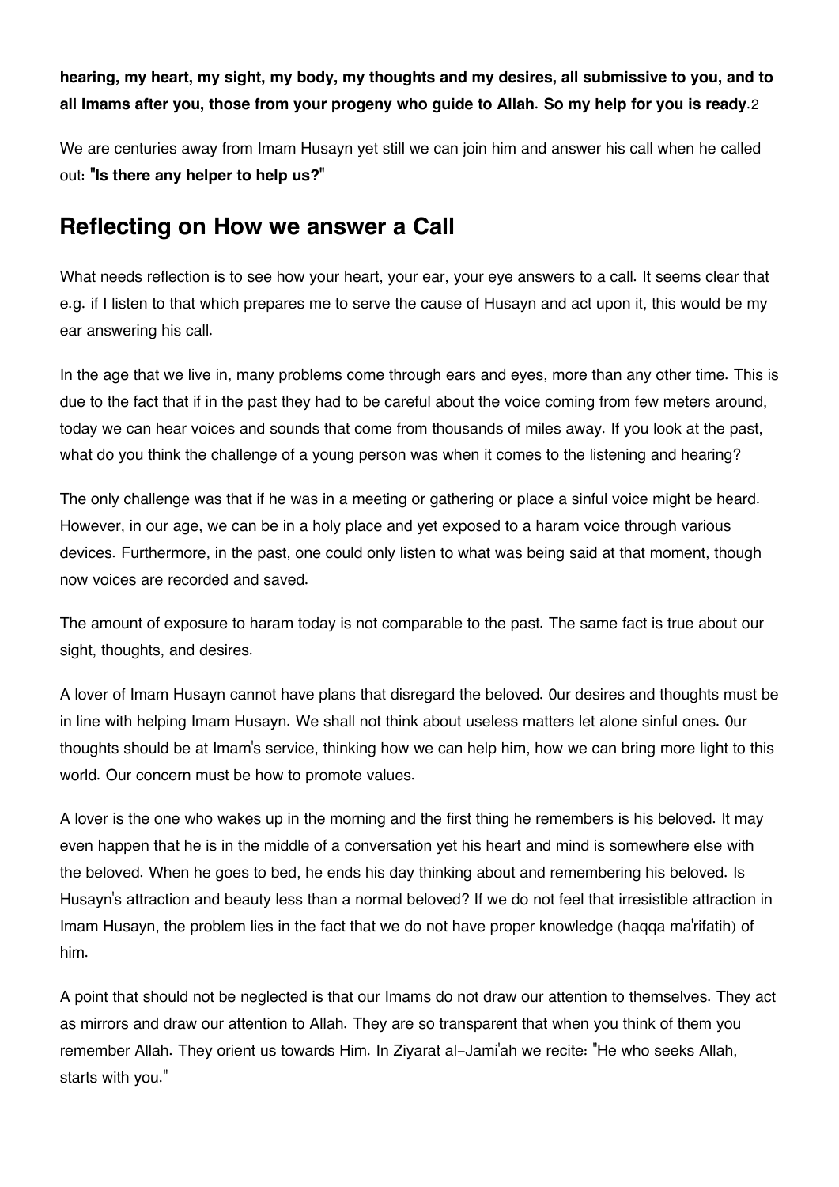**hearing, my heart, my sight, my body, my thoughts and my desires, all submissive to you, and to all Imams after you, those from your progeny who guide to Allah. So my help for you is ready**.[2]

We are centuries away from Imam Husayn yet still we can join him and answer his call when he called out: "**Is there any helper to help us?**"

## Reflecting on How we answer a Call

What needs reflection is to see how your heart, your ear, your eye answers to a call. It seems clear that e.g. if I listen to that which prepares me to serve the cause of Husayn and act upon it, this would be my ear answering his call.

In the age that we live in, many problems come through ears and eyes, more than any other time. This is due to the fact that if in the past they had to be careful about the voice coming from few meters around, today we can hear voices and sounds that come from thousands of miles away. If you look at the past, what do you think the challenge of a young person was when it comes to the listening and hearing?

The only challenge was that if he was in a meeting or gathering or place a sinful voice might be heard. However, in our age, we can be in a holy place and yet exposed to a haram voice through various devices. Furthermore, in the past, one could only listen to what was being said at that moment, though now voices are recorded and saved.

The amount of exposure to haram today is not comparable to the past. The same fact is true about our sight, thoughts, and desires.

A lover of Imam Husayn cannot have plans that disregard the beloved. 0ur desires and thoughts must be in line with helping Imam Husayn. We shall not think about useless matters let alone sinful ones. 0ur thoughts should be at Imam's service, thinking how we can help him, how we can bring more light to this world. Our concern must be how to promote values.

A lover is the one who wakes up in the morning and the first thing he remembers is his beloved. It may even happen that he is in the middle of a conversation yet his heart and mind is somewhere else with the beloved. When he goes to bed, he ends his day thinking about and remembering his beloved. Is Husayn's attraction and beauty less than a normal beloved? If we do not feel that irresistible attraction in Imam Husayn, the problem lies in the fact that we do not have proper knowledge (haqqa ma'rifatih) of him.

A point that should not be neglected is that our Imams do not draw our attention to themselves. They act as mirrors and draw our attention to Allah. They are so transparent that when you think of them you remember Allah. They orient us towards Him. In Ziyarat al-Jami'ah we recite: "He who seeks Allah, starts with you."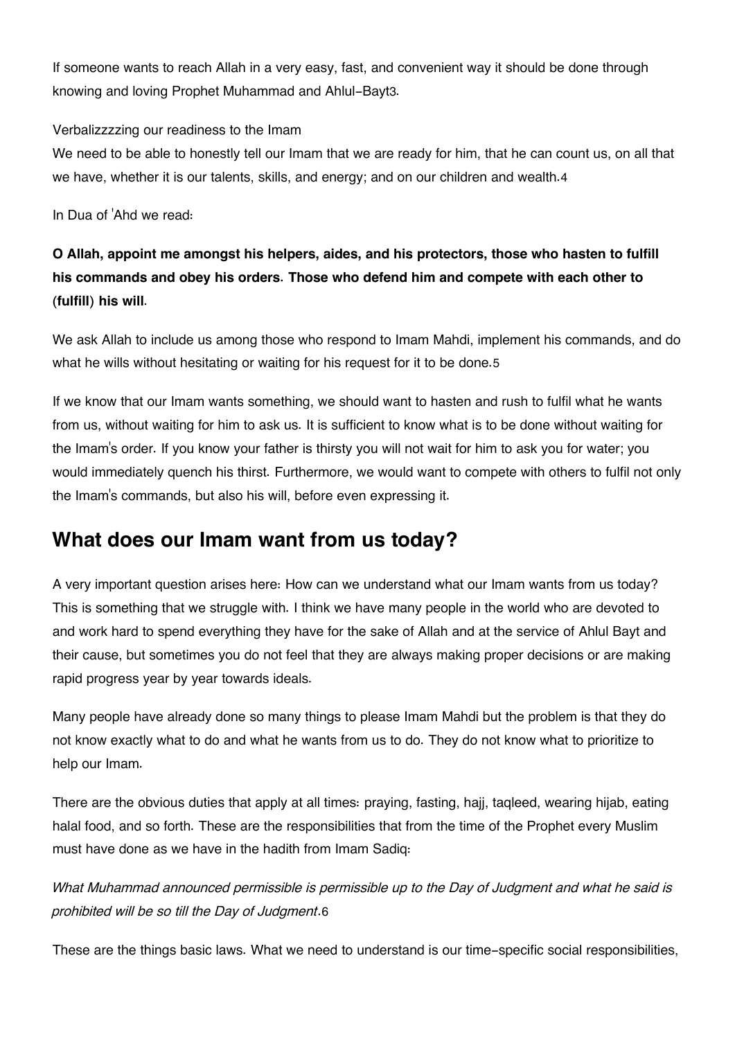If someone wants to reach Allah in a very easy, fast, and convenient way it should be done through knowing and loving Prophet Muhammad and Ahlul-Bayt[3].

Verbalizzzzing our readiness to the Imam

We need to be able to honestly tell our Imam that we are ready for him, that he can count us, on all that we have, whether it is our talents, skills, and energy; and on our children and wealth.[4]

In Dua of 'Ahd we read:

**O Allah, appoint me amongst his helpers, aides, and his protectors, those who hasten to fulfill his commands and obey his orders. Those who defend him and compete with each other to (fulfill) his will.**

We ask Allah to include us among those who respond to Imam Mahdi, implement his commands, and do what he wills without hesitating or waiting for his request for it to be done.[5]

If we know that our Imam wants something, we should want to hasten and rush to fulfil what he wants from us, without waiting for him to ask us. It is sufficient to know what is to be done without waiting for the Imam's order. If you know your father is thirsty you will not wait for him to ask you for water; you would immediately quench his thirst. Furthermore, we would want to compete with others to fulfil not only the Imam's commands, but also his will, before even expressing it.

## What does our Imam want from us today?

A very important question arises here: How can we understand what our Imam wants from us today? This is something that we struggle with. I think we have many people in the world who are devoted to and work hard to spend everything they have for the sake of Allah and at the service of Ahlul Bayt and their cause, but sometimes you do not feel that they are always making proper decisions or are making rapid progress year by year towards ideals.

Many people have already done so many things to please Imam Mahdi but the problem is that they do not know exactly what to do and what he wants from us to do. They do not know what to prioritize to help our Imam.

There are the obvious duties that apply at all times: praying, fasting, hajj, taqleed, wearing hijab, eating halal food, and so forth. These are the responsibilities that from the time of the Prophet every Muslim must have done as we have in the hadith from Imam Sadiq:

*What Muhammad announced permissible is permissible up to the Day of Judgment and what he said is prohibited will be so till the Day of Judgment*.[6]

These are the things basic laws. What we need to understand is our time-specific social responsibilities,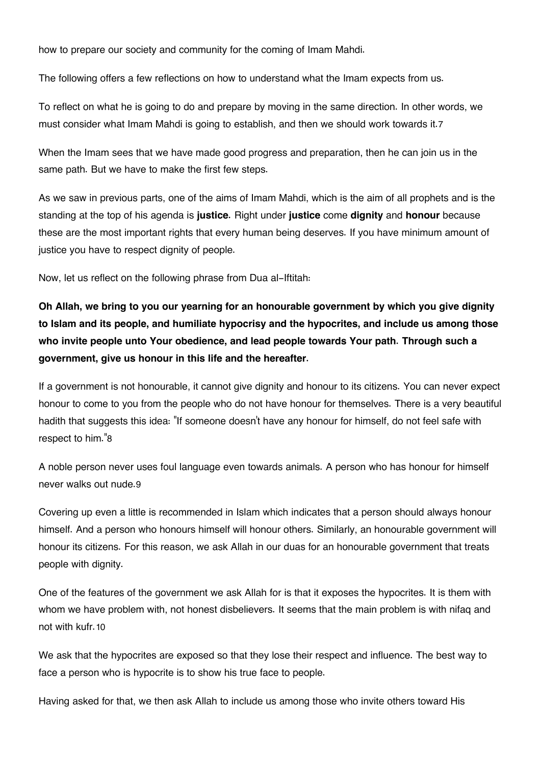how to prepare our society and community for the coming of Imam Mahdi.

The following offers a few reflections on how to understand what the Imam expects from us.

To reflect on what he is going to do and prepare by moving in the same direction. In other words, we must consider what Imam Mahdi is going to establish, and then we should work towards it.[7]

When the Imam sees that we have made good progress and preparation, then he can join us in the same path. But we have to make the first few steps.

As we saw in previous parts, one of the aims of Imam Mahdi, which is the aim of all prophets and is the standing at the top of his agenda is **justice**. Right under **justice** come **dignity** and **honour** because these are the most important rights that every human being deserves. If you have minimum amount of justice you have to respect dignity of people.

Now, let us reflect on the following phrase from Dua al-Iftitah:

**Oh Allah, we bring to you our yearning for an honourable government by which you give dignity to Islam and its people, and humiliate hypocrisy and the hypocrites, and include us among those who invite people unto Your obedience, and lead people towards Your path. Through such a government, give us honour in this life and the hereafter.**

If a government is not honourable, it cannot give dignity and honour to its citizens. You can never expect honour to come to you from the people who do not have honour for themselves. There is a very beautiful hadith that suggests this idea: "If someone doesn't have any honour for himself, do not feel safe with respect to him."[8]

A noble person never uses foul language even towards animals. A person who has honour for himself never walks out nude.[9]

Covering up even a little is recommended in Islam which indicates that a person should always honour himself. And a person who honours himself will honour others. Similarly, an honourable government will honour its citizens. For this reason, we ask Allah in our duas for an honourable government that treats people with dignity.

One of the features of the government we ask Allah for is that it exposes the hypocrites. It is them with whom we have problem with, not honest disbelievers. It seems that the main problem is with nifaq and not with kufr.[10]

We ask that the hypocrites are exposed so that they lose their respect and influence. The best way to face a person who is hypocrite is to show his true face to people.

Having asked for that, we then ask Allah to include us among those who invite others toward His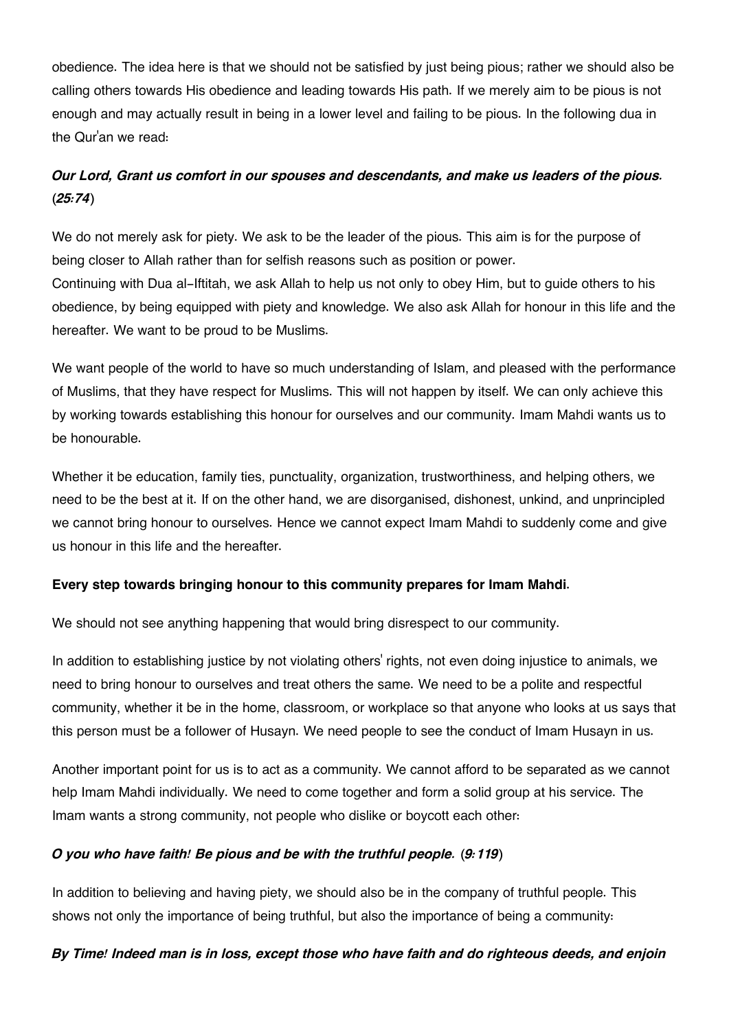obedience. The idea here is that we should not be satisfied by just being pious; rather we should also be calling others towards His obedience and leading towards His path. If we merely aim to be pious is not enough and may actually result in being in a lower level and failing to be pious. In the following dua in the Qur'an we read:

***Our Lord, Grant us comfort in our spouses and descendants, and make us leaders of the pious. (25:74)***

We do not merely ask for piety. We ask to be the leader of the pious. This aim is for the purpose of being closer to Allah rather than for selfish reasons such as position or power.
Continuing with Dua al-Iftitah, we ask Allah to help us not only to obey Him, but to guide others to his obedience, by being equipped with piety and knowledge. We also ask Allah for honour in this life and the hereafter. We want to be proud to be Muslims.

We want people of the world to have so much understanding of Islam, and pleased with the performance of Muslims, that they have respect for Muslims. This will not happen by itself. We can only achieve this by working towards establishing this honour for ourselves and our community. Imam Mahdi wants us to be honourable.

Whether it be education, family ties, punctuality, organization, trustworthiness, and helping others, we need to be the best at it. If on the other hand, we are disorganised, dishonest, unkind, and unprincipled we cannot bring honour to ourselves. Hence we cannot expect Imam Mahdi to suddenly come and give us honour in this life and the hereafter.

**Every step towards bringing honour to this community prepares for Imam Mahdi.**

We should not see anything happening that would bring disrespect to our community.

In addition to establishing justice by not violating others' rights, not even doing injustice to animals, we need to bring honour to ourselves and treat others the same. We need to be a polite and respectful community, whether it be in the home, classroom, or workplace so that anyone who looks at us says that this person must be a follower of Husayn. We need people to see the conduct of Imam Husayn in us.

Another important point for us is to act as a community. We cannot afford to be separated as we cannot help Imam Mahdi individually. We need to come together and form a solid group at his service. The Imam wants a strong community, not people who dislike or boycott each other:

***O you who have faith! Be pious and be with the truthful people. (9:119)***

In addition to believing and having piety, we should also be in the company of truthful people. This shows not only the importance of being truthful, but also the importance of being a community:

***By Time! Indeed man is in loss, except those who have faith and do righteous deeds, and enjoin***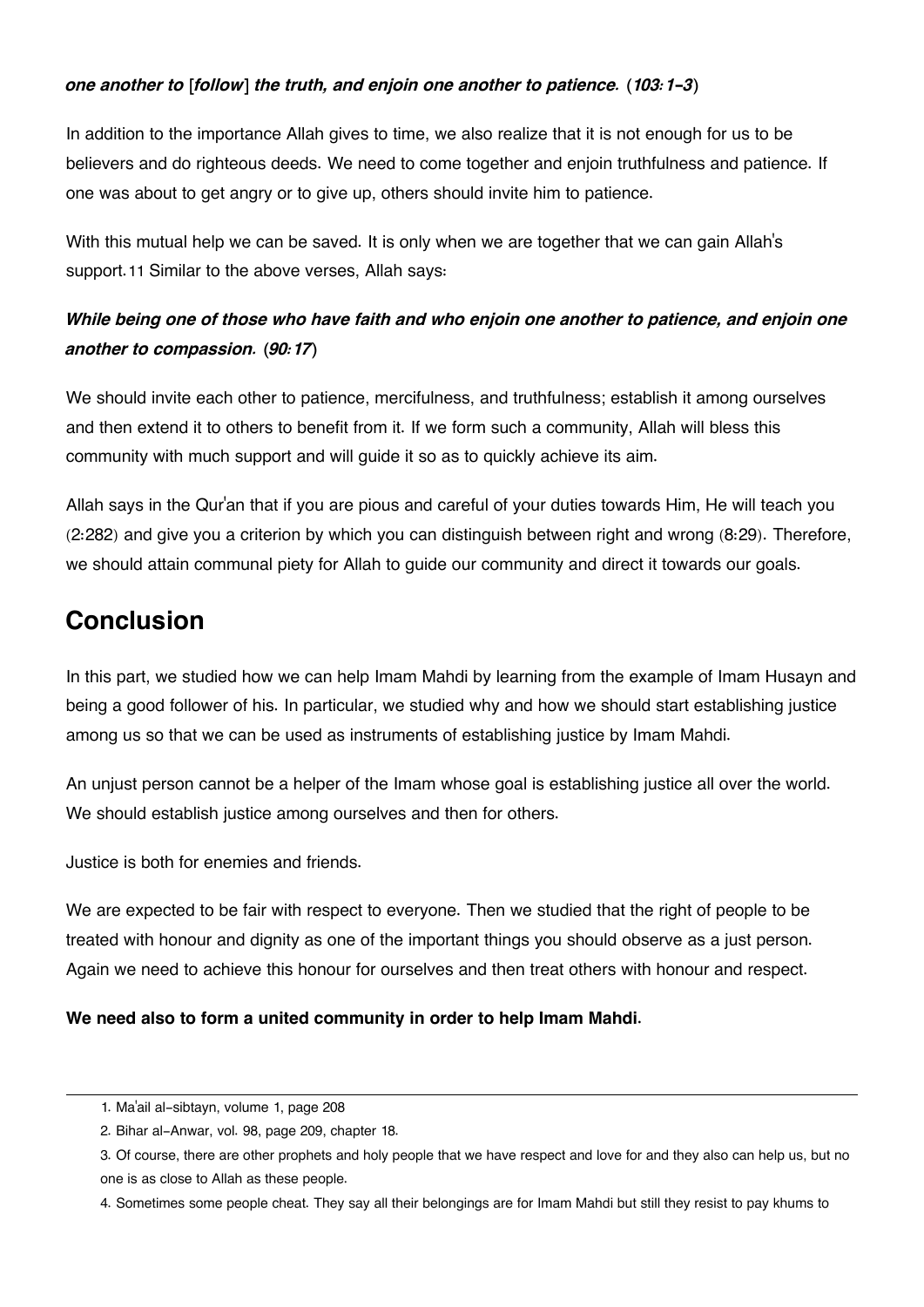***one another to* [*follow*] *the truth, and enjoin one another to patience.* (*103:1-3*)**

In addition to the importance Allah gives to time, we also realize that it is not enough for us to be believers and do righteous deeds. We need to come together and enjoin truthfulness and patience. If one was about to get angry or to give up, others should invite him to patience.

With this mutual help we can be saved. It is only when we are together that we can gain Allah's support.[11] Similar to the above verses, Allah says:

***While being one of those who have faith and who enjoin one another to patience, and enjoin one another to compassion.* (*90:17*)**

We should invite each other to patience, mercifulness, and truthfulness; establish it among ourselves and then extend it to others to benefit from it. If we form such a community, Allah will bless this community with much support and will guide it so as to quickly achieve its aim.

Allah says in the Qur'an that if you are pious and careful of your duties towards Him, He will teach you (2:282) and give you a criterion by which you can distinguish between right and wrong (8:29). Therefore, we should attain communal piety for Allah to guide our community and direct it towards our goals.

## Conclusion

In this part, we studied how we can help Imam Mahdi by learning from the example of Imam Husayn and being a good follower of his. In particular, we studied why and how we should start establishing justice among us so that we can be used as instruments of establishing justice by Imam Mahdi.

An unjust person cannot be a helper of the Imam whose goal is establishing justice all over the world. We should establish justice among ourselves and then for others.

Justice is both for enemies and friends.

We are expected to be fair with respect to everyone. Then we studied that the right of people to be treated with honour and dignity as one of the important things you should observe as a just person. Again we need to achieve this honour for ourselves and then treat others with honour and respect.

**We need also to form a united community in order to help Imam Mahdi.**

---

1. Ma'ail al-sibtayn, volume 1, page 208
2. Bihar al-Anwar, vol. 98, page 209, chapter 18.
3. Of course, there are other prophets and holy people that we have respect and love for and they also can help us, but no one is as close to Allah as these people.
4. Sometimes some people cheat. They say all their belongings are for Imam Mahdi but still they resist to pay khums to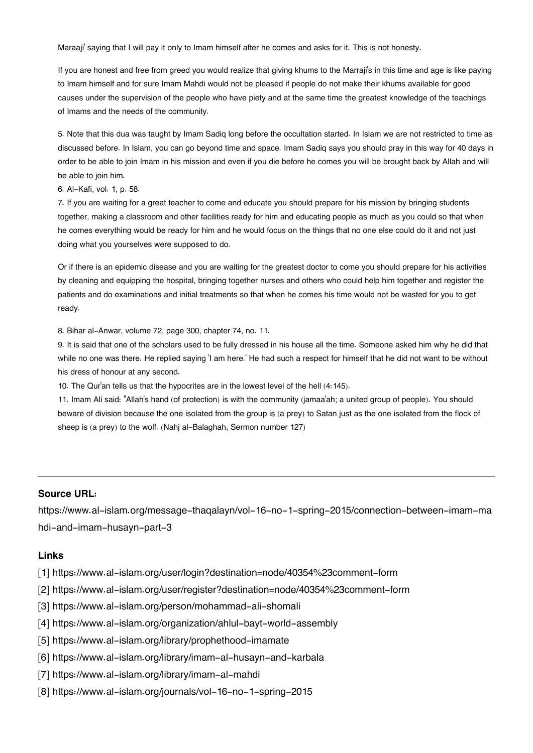Maraaji' saying that I will pay it only to Imam himself after he comes and asks for it. This is not honesty.

If you are honest and free from greed you would realize that giving khums to the Marraji's in this time and age is like paying to Imam himself and for sure Imam Mahdi would not be pleased if people do not make their khums available for good causes under the supervision of the people who have piety and at the same time the greatest knowledge of the teachings of Imams and the needs of the community.

5. Note that this dua was taught by Imam Sadiq long before the occultation started. In Islam we are not restricted to time as discussed before. In Islam, you can go beyond time and space. Imam Sadiq says you should pray in this way for 40 days in order to be able to join Imam in his mission and even if you die before he comes you will be brought back by Allah and will be able to join him.

6. Al-Kafi, vol. 1, p. 58.

7. If you are waiting for a great teacher to come and educate you should prepare for his mission by bringing students together, making a classroom and other facilities ready for him and educating people as much as you could so that when he comes everything would be ready for him and he would focus on the things that no one else could do it and not just doing what you yourselves were supposed to do.

Or if there is an epidemic disease and you are waiting for the greatest doctor to come you should prepare for his activities by cleaning and equipping the hospital, bringing together nurses and others who could help him together and register the patients and do examinations and initial treatments so that when he comes his time would not be wasted for you to get ready.

8. Bihar al-Anwar, volume 72, page 300, chapter 74, no. 11.

9. It is said that one of the scholars used to be fully dressed in his house all the time. Someone asked him why he did that while no one was there. He replied saying 'I am here.' He had such a respect for himself that he did not want to be without his dress of honour at any second.

10. The Qur'an tells us that the hypocrites are in the lowest level of the hell (4:145).

11. Imam Ali said: "Allah's hand (of protection) is with the community (jamaa'ah; a united group of people). You should beware of division because the one isolated from the group is (a prey) to Satan just as the one isolated from the flock of sheep is (a prey) to the wolf. (Nahj al-Balaghah, Sermon number 127)

---

**Source URL:**

https://www.al-islam.org/message-thaqalayn/vol-16-no-1-spring-2015/connection-between-imam-mahdi-and-imam-husayn-part-3

**Links**

[1] https://www.al-islam.org/user/login?destination=node/40354%23comment-form

[2] https://www.al-islam.org/user/register?destination=node/40354%23comment-form

[3] https://www.al-islam.org/person/mohammad-ali-shomali

[4] https://www.al-islam.org/organization/ahlul-bayt-world-assembly

[5] https://www.al-islam.org/library/prophethood-imamate

[6] https://www.al-islam.org/library/imam-al-husayn-and-karbala

[7] https://www.al-islam.org/library/imam-al-mahdi

[8] https://www.al-islam.org/journals/vol-16-no-1-spring-2015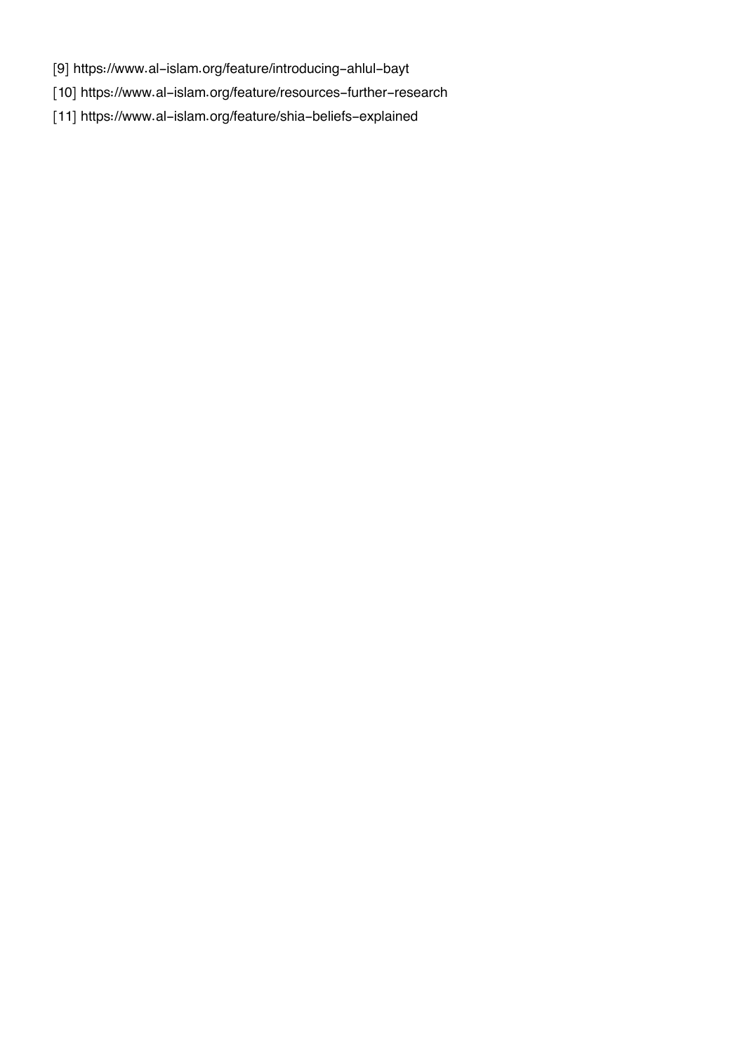[9] https://www.al-islam.org/feature/introducing-ahlul-bayt

[10] https://www.al-islam.org/feature/resources-further-research

[11] https://www.al-islam.org/feature/shia-beliefs-explained